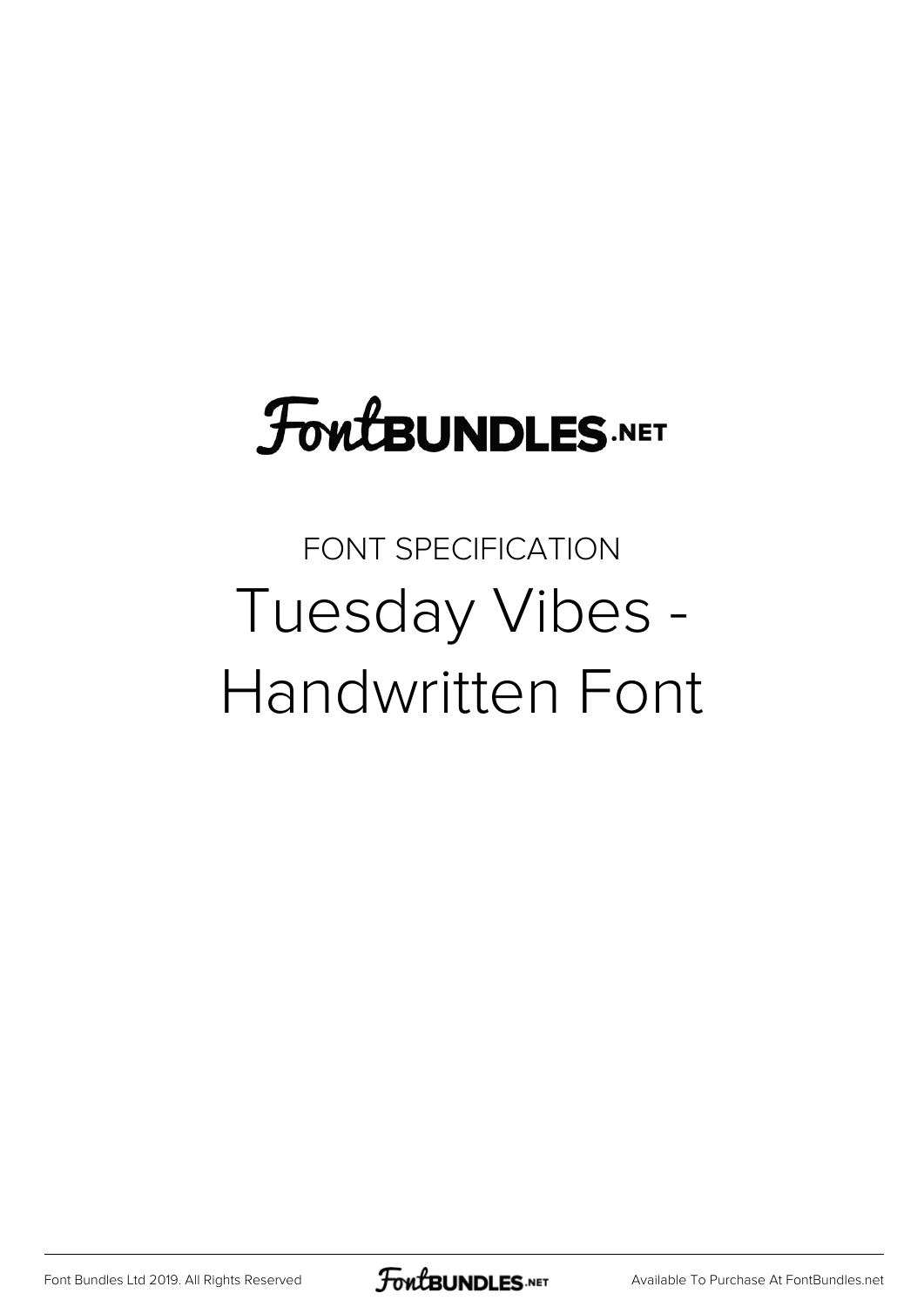FontBUNDLES.NET

FONT SPECIFICATION

# Tuesday Vibes - Handwritten Font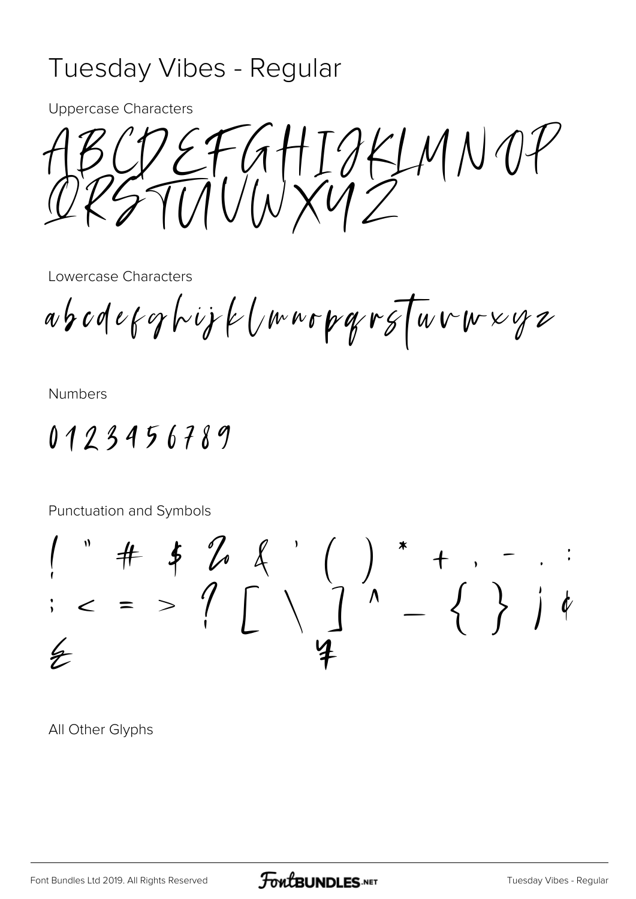# Tuesday Vibes - Regular

Uppercase Characters

ABCDEFGHIJKLMNOP
QRSTUVWXYZ

Lowercase Characters

abcdefghijklmnopqrstuvwxyz

Numbers

0123456789

Punctuation and Symbols

! " # $ % & ' ( ) * + , - . :
; < = > ? [ \ ] ^ _ { } ¡ ¢
£ ¥

All Other Glyphs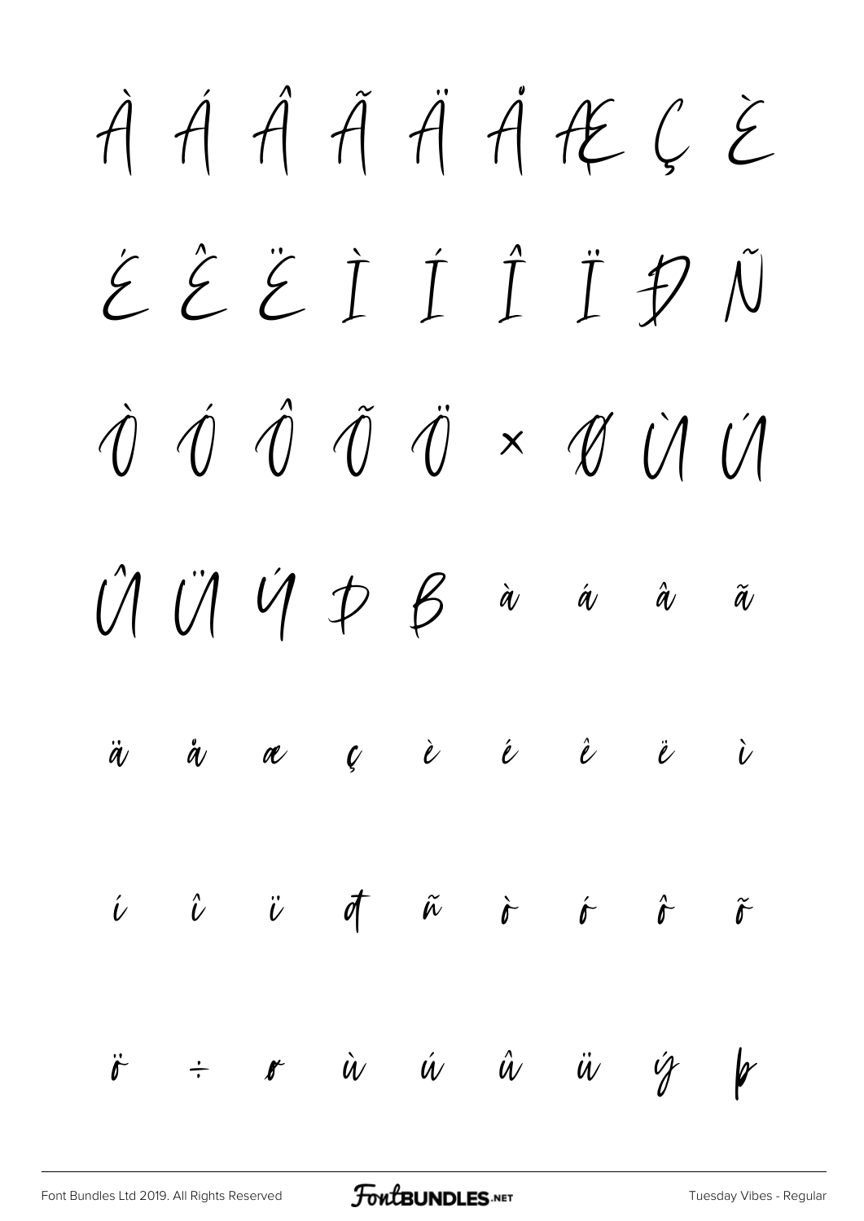À Á Â Ã Ä Å Æ Ç È

É Ê Ë Ì Í Î Ï Ð Ñ

Ò Ó Ô Õ Ö × Ø Ù Ú

Û Ü Ý Þ ß à á â ã

ä å æ ç è é ê ë ì

í î ï ð ñ ò ó ô õ

ö ÷ ø ù ú û ü ý þ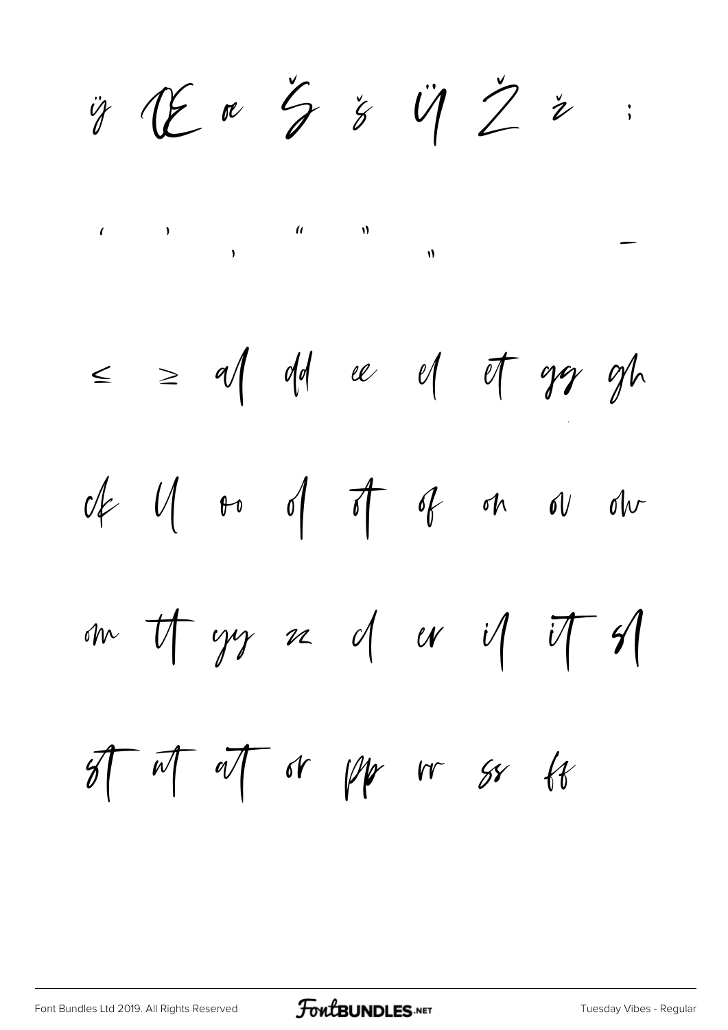ÿ Œ œ Š š Ÿ Ž ž ;

' ' ‚ " " „ –

≤ ≥ al dd ee el et gg gh

ck ll oo ol ot of on ol ow

om tt yy zz d er il it sl

st nt at or pp rr ss ff